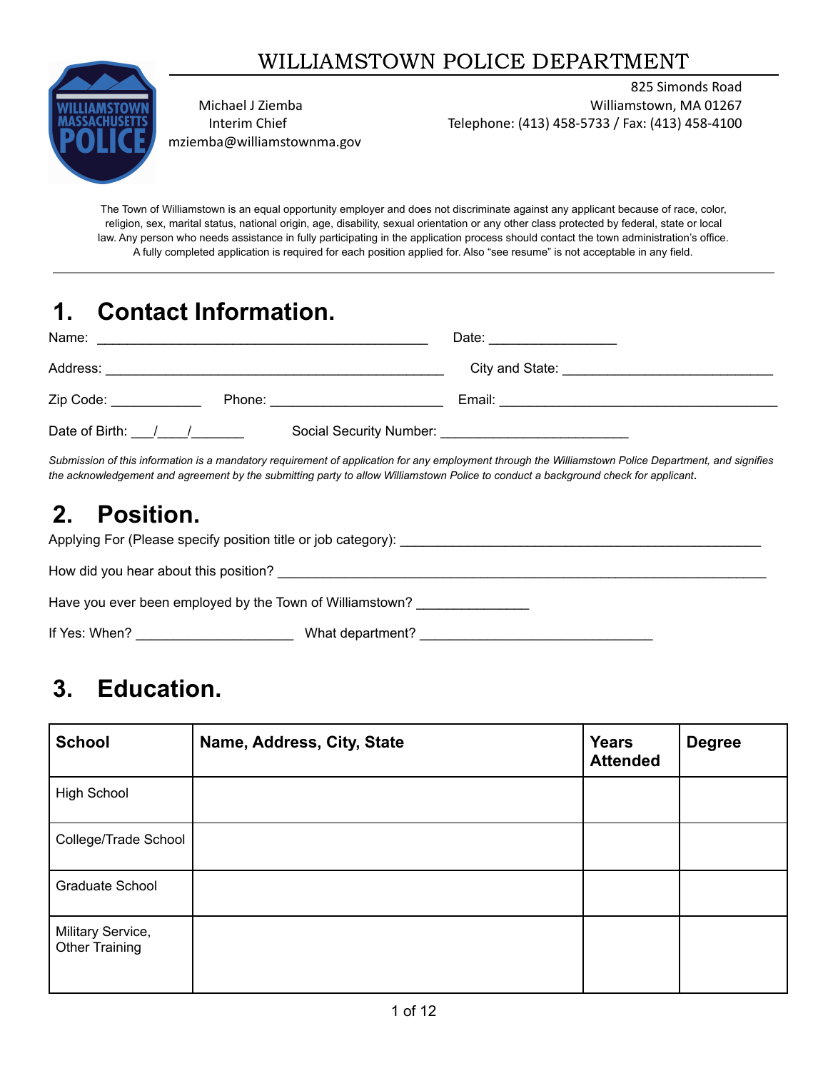# WILLIAMSTOWN POLICE DEPARTMENT

Michael J Ziemba
Interim Chief
mziemba@williamstownma.gov

825 Simonds Road
Williamstown, MA 01267
Telephone: (413) 458-5733 / Fax: (413) 458-4100

The Town of Williamstown is an equal opportunity employer and does not discriminate against any applicant because of race, color, religion, sex, marital status, national origin, age, disability, sexual orientation or any other class protected by federal, state or local law. Any person who needs assistance in fully participating in the application process should contact the town administration's office. A fully completed application is required for each position applied for. Also "see resume" is not acceptable in any field.

## 1. Contact Information.

Name: ___________________________________________ Date: ________________

Address: _____________________________________________ City and State: ____________________________

Zip Code: ____________ Phone: _______________________ Email: _____________________________________

Date of Birth: ___/____/_______ Social Security Number: _________________________

*Submission of this information is a mandatory requirement of application for any employment through the Williamstown Police Department, and signifies the acknowledgement and agreement by the submitting party to allow Williamstown Police to conduct a background check for applicant.*

## 2. Position.

Applying For (Please specify position title or job category): _______________________________________________

How did you hear about this position? _________________________________________________________________

Have you ever been employed by the Town of Williamstown? ______________

If Yes: When? ____________________ What department? ______________________________

## 3. Education.

| School | Name, Address, City, State | Years Attended | Degree |
|---|---|---|---|
| High School | | | |
| College/Trade School | | | |
| Graduate School | | | |
| Military Service, Other Training | | | |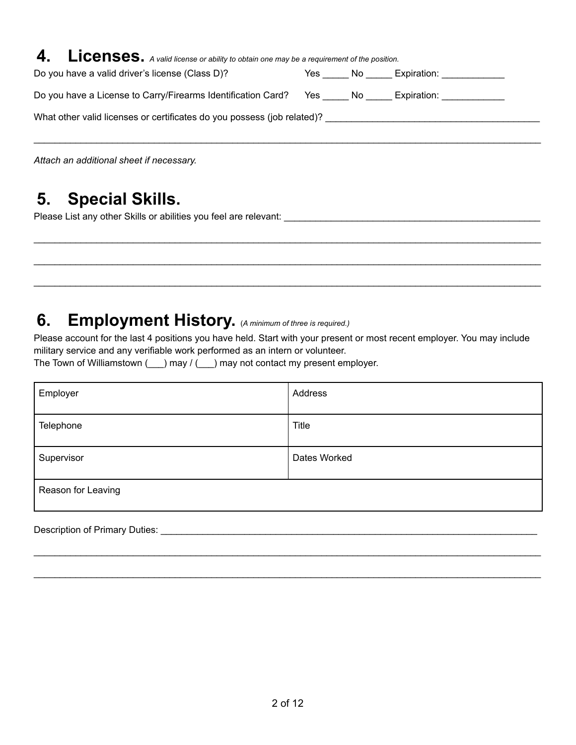## 4. Licenses. *A valid license or ability to obtain one may be a requirement of the position.*

Do you have a valid driver's license (Class D)? Yes _____ No _____ Expiration: ____________

Do you have a License to Carry/Firearms Identification Card? Yes _____ No _____ Expiration: ____________

What other valid licenses or certificates do you possess (job related)? _________________________________________

____________________________________________________________________________________________

*Attach an additional sheet if necessary.*

## 5. Special Skills.

Please List any other Skills or abilities you feel are relevant: ___________________________________________________

____________________________________________________________________________________________

____________________________________________________________________________________________

____________________________________________________________________________________________

## 6. Employment History. (*A minimum of three is required.*)

Please account for the last 4 positions you have held. Start with your present or most recent employer. You may include military service and any verifiable work performed as an intern or volunteer.
The Town of Williamstown (___) may / (___) may not contact my present employer.

| Employer | Address |
| --- | --- |
| Telephone | Title |
| Supervisor | Dates Worked |
| Reason for Leaving | |

Description of Primary Duties: ____________________________________________________________________________

____________________________________________________________________________________________

____________________________________________________________________________________________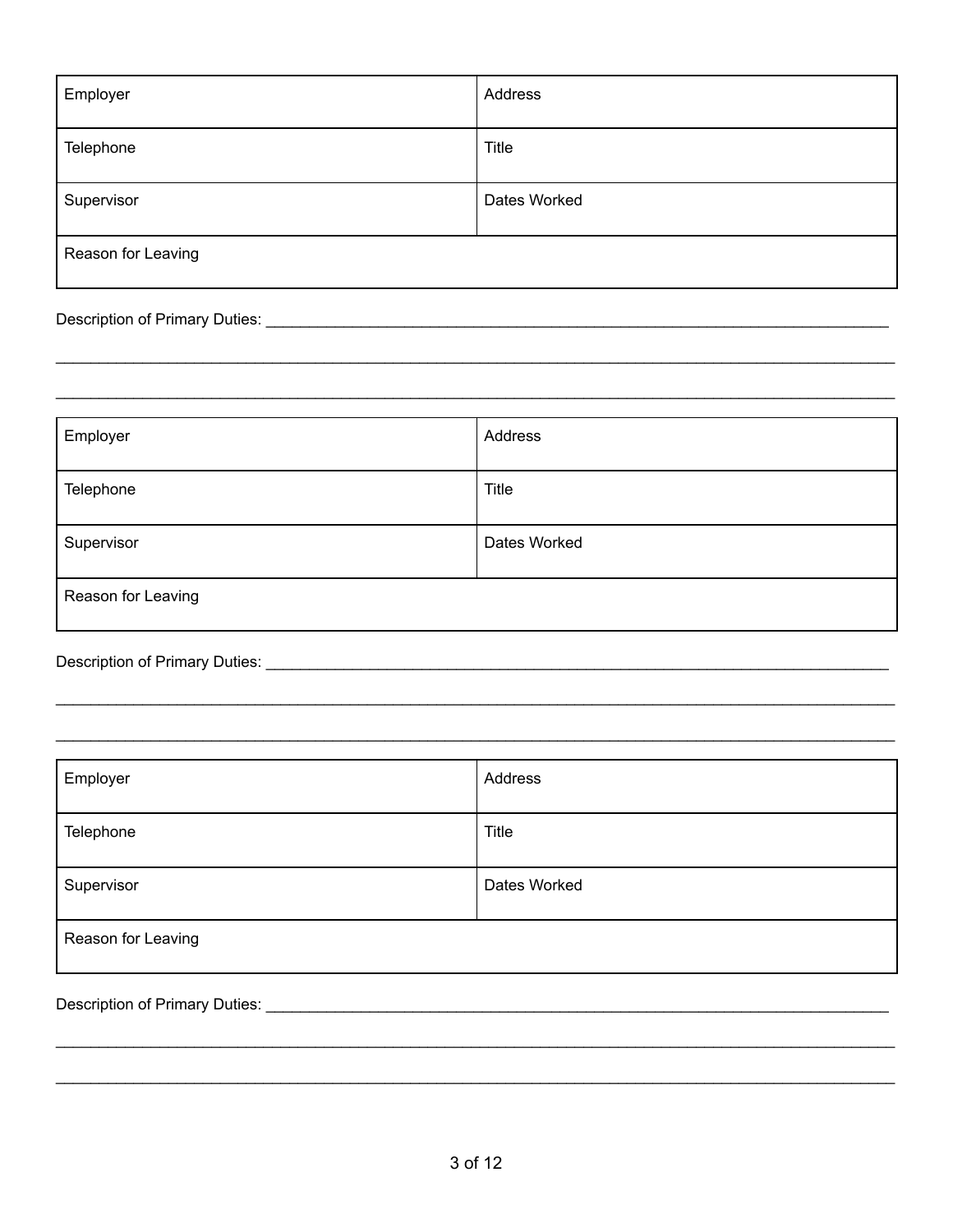| Employer | Address |
| --- | --- |
| Telephone | Title |
| Supervisor | Dates Worked |
| Reason for Leaving | |

Description of Primary Duties: ___________________________________________________________________________

_____________________________________________________________________________________________

_____________________________________________________________________________________________

| Employer | Address |
| --- | --- |
| Telephone | Title |
| Supervisor | Dates Worked |
| Reason for Leaving | |

Description of Primary Duties: ___________________________________________________________________________

_____________________________________________________________________________________________

_____________________________________________________________________________________________

| Employer | Address |
| --- | --- |
| Telephone | Title |
| Supervisor | Dates Worked |
| Reason for Leaving | |

Description of Primary Duties: ___________________________________________________________________________

_____________________________________________________________________________________________

_____________________________________________________________________________________________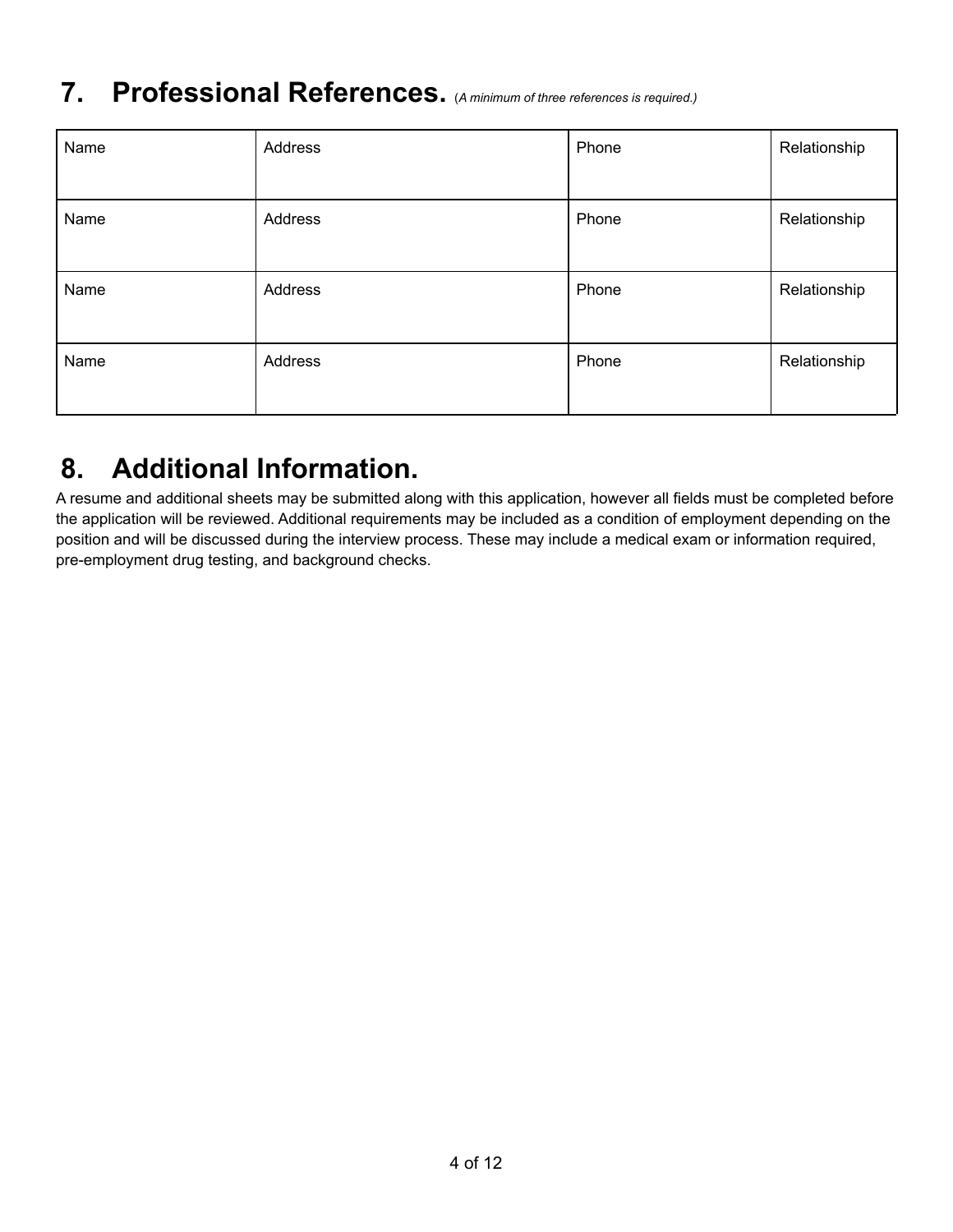## 7. Professional References. (*A minimum of three references is required.)*

| Name | Address | Phone | Relationship |
|---|---|---|---|
| Name | Address | Phone | Relationship |
| Name | Address | Phone | Relationship |
| Name | Address | Phone | Relationship |

## 8. Additional Information.

A resume and additional sheets may be submitted along with this application, however all fields must be completed before the application will be reviewed. Additional requirements may be included as a condition of employment depending on the position and will be discussed during the interview process. These may include a medical exam or information required, pre-employment drug testing, and background checks.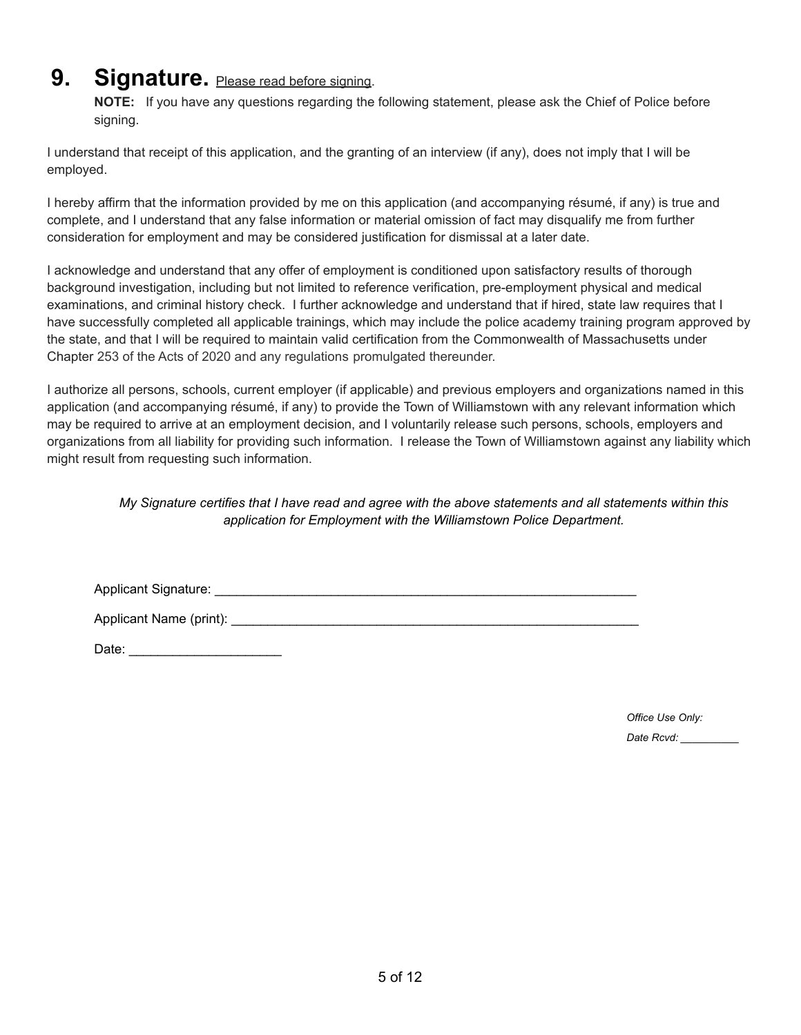## 9. Signature. Please read before signing.

**NOTE:** If you have any questions regarding the following statement, please ask the Chief of Police before signing.

I understand that receipt of this application, and the granting of an interview (if any), does not imply that I will be employed.

I hereby affirm that the information provided by me on this application (and accompanying résumé, if any) is true and complete, and I understand that any false information or material omission of fact may disqualify me from further consideration for employment and may be considered justification for dismissal at a later date.

I acknowledge and understand that any offer of employment is conditioned upon satisfactory results of thorough background investigation, including but not limited to reference verification, pre-employment physical and medical examinations, and criminal history check. I further acknowledge and understand that if hired, state law requires that I have successfully completed all applicable trainings, which may include the police academy training program approved by the state, and that I will be required to maintain valid certification from the Commonwealth of Massachusetts under Chapter 253 of the Acts of 2020 and any regulations promulgated thereunder.

I authorize all persons, schools, current employer (if applicable) and previous employers and organizations named in this application (and accompanying résumé, if any) to provide the Town of Williamstown with any relevant information which may be required to arrive at an employment decision, and I voluntarily release such persons, schools, employers and organizations from all liability for providing such information. I release the Town of Williamstown against any liability which might result from requesting such information.

*My Signature certifies that I have read and agree with the above statements and all statements within this application for Employment with the Williamstown Police Department.*

Applicant Signature: ____________________________________________________________

Applicant Name (print): __________________________________________________________

Date: ____________________

*Office Use Only:*

*Date Rcvd:* __________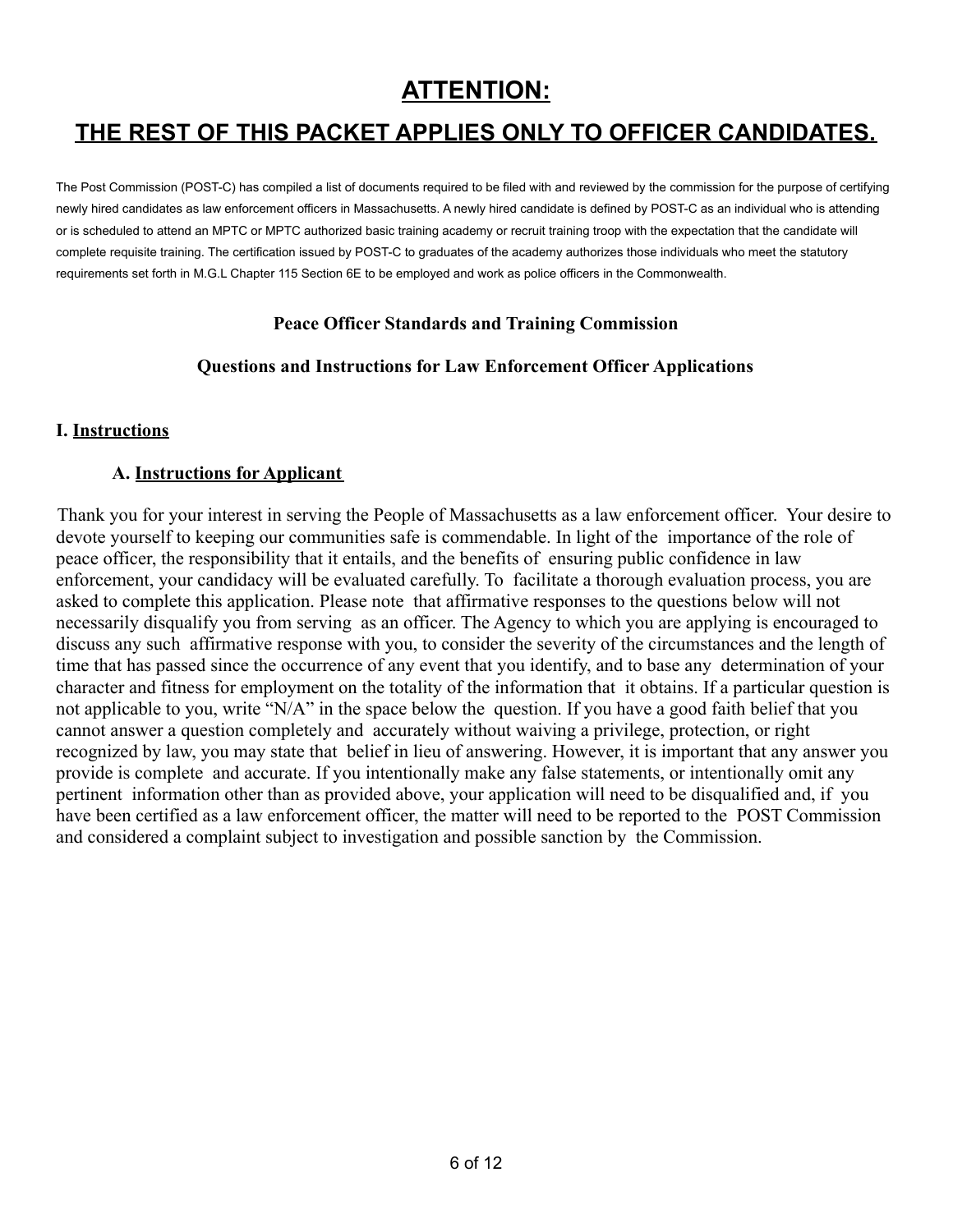# ATTENTION:

# THE REST OF THIS PACKET APPLIES ONLY TO OFFICER CANDIDATES.

The Post Commission (POST-C) has compiled a list of documents required to be filed with and reviewed by the commission for the purpose of certifying newly hired candidates as law enforcement officers in Massachusetts. A newly hired candidate is defined by POST-C as an individual who is attending or is scheduled to attend an MPTC or MPTC authorized basic training academy or recruit training troop with the expectation that the candidate will complete requisite training. The certification issued by POST-C to graduates of the academy authorizes those individuals who meet the statutory requirements set forth in M.G.L Chapter 115 Section 6E to be employed and work as police officers in the Commonwealth.

**Peace Officer Standards and Training Commission**

**Questions and Instructions for Law Enforcement Officer Applications**

## I. Instructions

### A. Instructions for Applicant

Thank you for your interest in serving the People of Massachusetts as a law enforcement officer. Your desire to devote yourself to keeping our communities safe is commendable. In light of the importance of the role of peace officer, the responsibility that it entails, and the benefits of ensuring public confidence in law enforcement, your candidacy will be evaluated carefully. To facilitate a thorough evaluation process, you are asked to complete this application. Please note that affirmative responses to the questions below will not necessarily disqualify you from serving as an officer. The Agency to which you are applying is encouraged to discuss any such affirmative response with you, to consider the severity of the circumstances and the length of time that has passed since the occurrence of any event that you identify, and to base any determination of your character and fitness for employment on the totality of the information that it obtains. If a particular question is not applicable to you, write "N/A" in the space below the question. If you have a good faith belief that you cannot answer a question completely and accurately without waiving a privilege, protection, or right recognized by law, you may state that belief in lieu of answering. However, it is important that any answer you provide is complete and accurate. If you intentionally make any false statements, or intentionally omit any pertinent information other than as provided above, your application will need to be disqualified and, if you have been certified as a law enforcement officer, the matter will need to be reported to the POST Commission and considered a complaint subject to investigation and possible sanction by the Commission.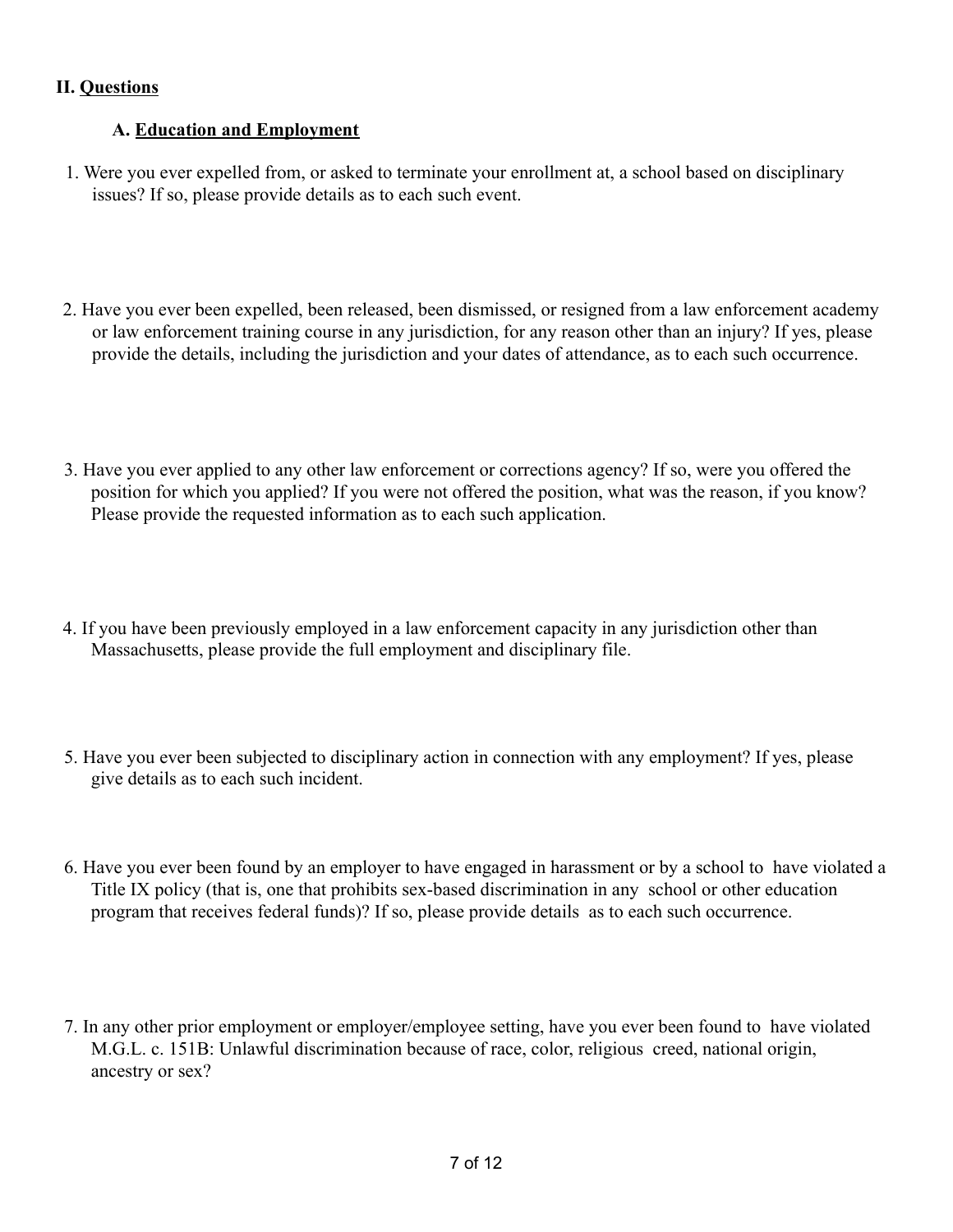## II. Questions

### A. Education and Employment

1. Were you ever expelled from, or asked to terminate your enrollment at, a school based on disciplinary issues? If so, please provide details as to each such event.

2. Have you ever been expelled, been released, been dismissed, or resigned from a law enforcement academy or law enforcement training course in any jurisdiction, for any reason other than an injury? If yes, please provide the details, including the jurisdiction and your dates of attendance, as to each such occurrence.

3. Have you ever applied to any other law enforcement or corrections agency? If so, were you offered the position for which you applied? If you were not offered the position, what was the reason, if you know? Please provide the requested information as to each such application.

4. If you have been previously employed in a law enforcement capacity in any jurisdiction other than Massachusetts, please provide the full employment and disciplinary file.

5. Have you ever been subjected to disciplinary action in connection with any employment? If yes, please give details as to each such incident.

6. Have you ever been found by an employer to have engaged in harassment or by a school to have violated a Title IX policy (that is, one that prohibits sex-based discrimination in any school or other education program that receives federal funds)? If so, please provide details as to each such occurrence.

7. In any other prior employment or employer/employee setting, have you ever been found to have violated M.G.L. c. 151B: Unlawful discrimination because of race, color, religious creed, national origin, ancestry or sex?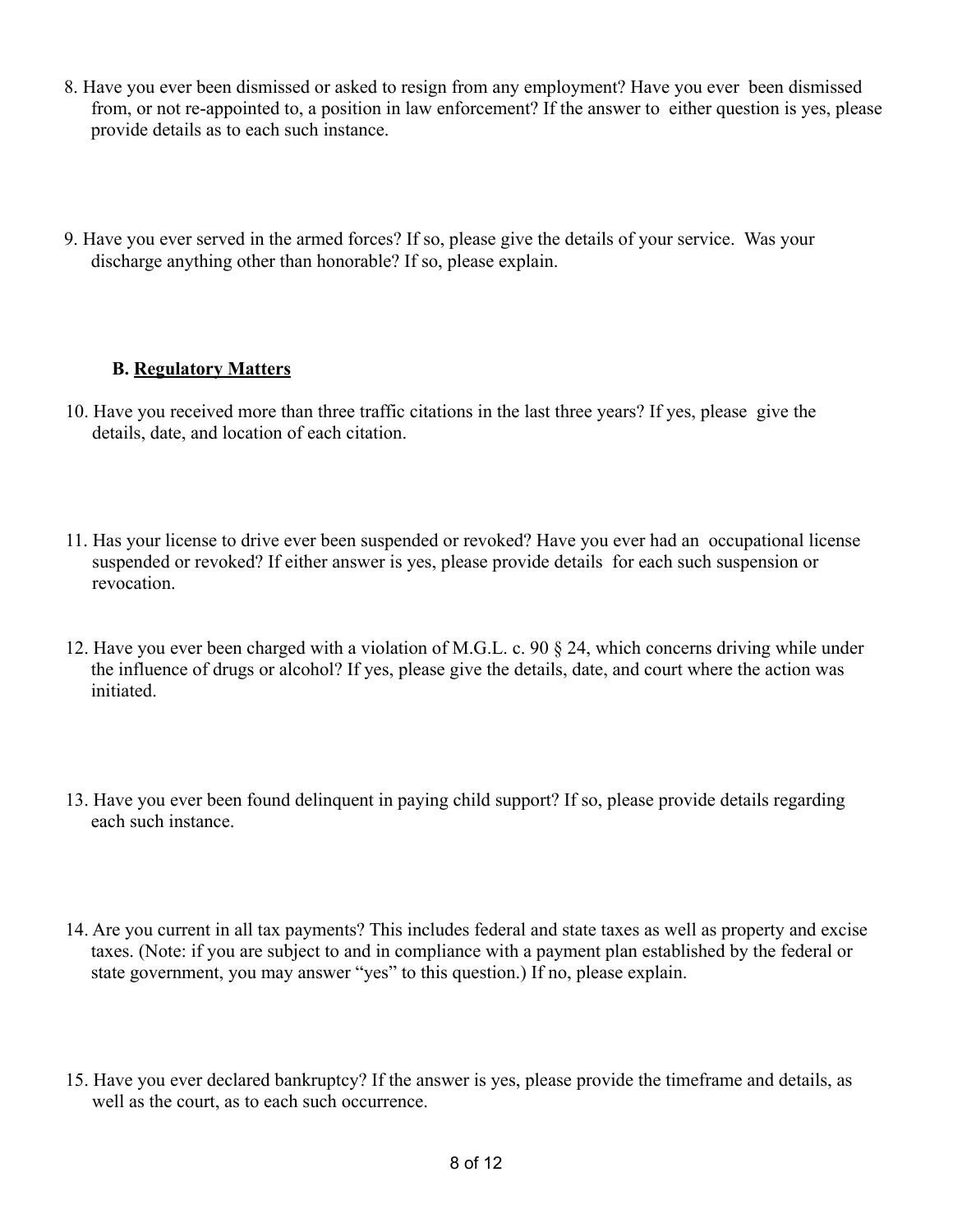8. Have you ever been dismissed or asked to resign from any employment? Have you ever been dismissed from, or not re-appointed to, a position in law enforcement? If the answer to either question is yes, please provide details as to each such instance.

9. Have you ever served in the armed forces? If so, please give the details of your service. Was your discharge anything other than honorable? If so, please explain.

**B. <u>Regulatory Matters</u>**

10. Have you received more than three traffic citations in the last three years? If yes, please give the details, date, and location of each citation.

11. Has your license to drive ever been suspended or revoked? Have you ever had an occupational license suspended or revoked? If either answer is yes, please provide details for each such suspension or revocation.

12. Have you ever been charged with a violation of M.G.L. c. 90 § 24, which concerns driving while under the influence of drugs or alcohol? If yes, please give the details, date, and court where the action was initiated.

13. Have you ever been found delinquent in paying child support? If so, please provide details regarding each such instance.

14. Are you current in all tax payments? This includes federal and state taxes as well as property and excise taxes. (Note: if you are subject to and in compliance with a payment plan established by the federal or state government, you may answer "yes" to this question.) If no, please explain.

15. Have you ever declared bankruptcy? If the answer is yes, please provide the timeframe and details, as well as the court, as to each such occurrence.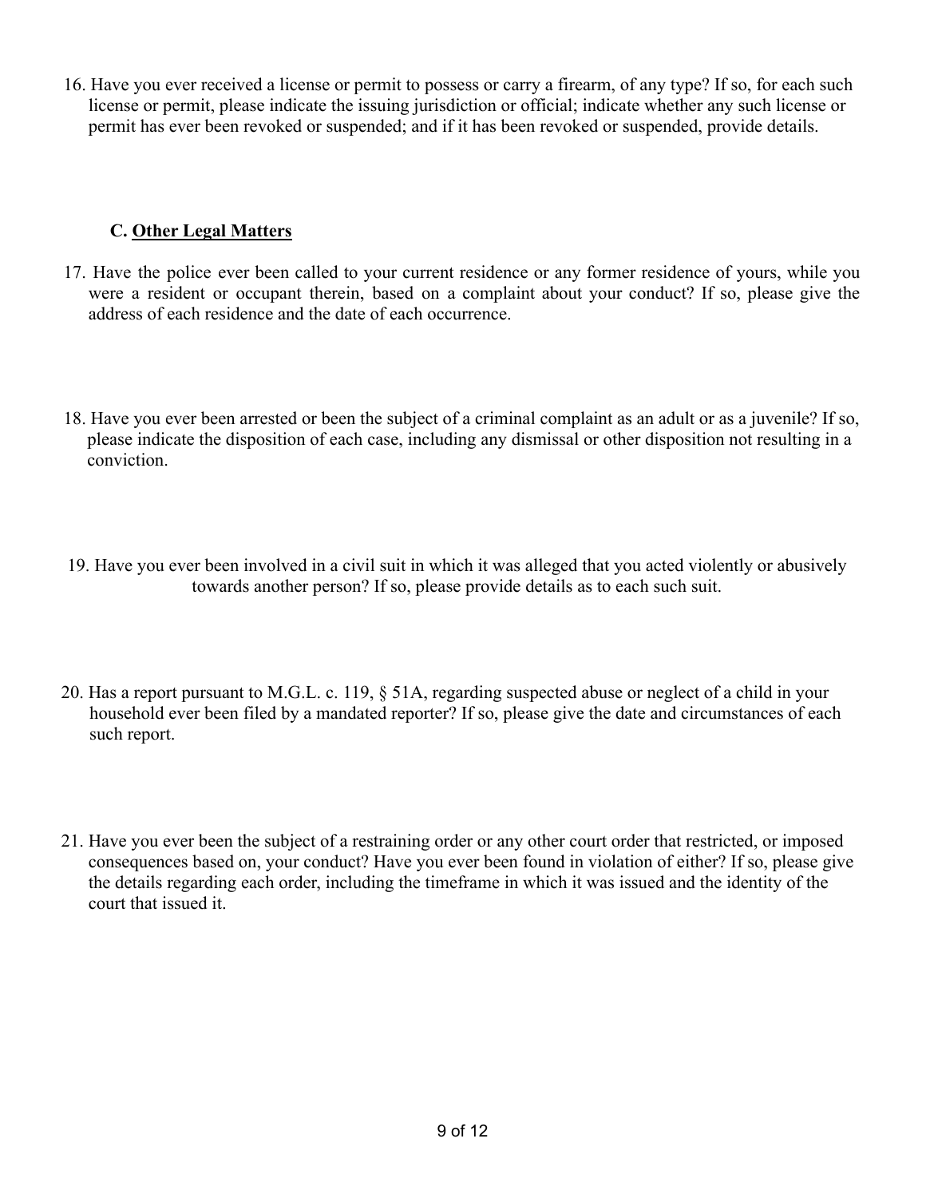16. Have you ever received a license or permit to possess or carry a firearm, of any type? If so, for each such license or permit, please indicate the issuing jurisdiction or official; indicate whether any such license or permit has ever been revoked or suspended; and if it has been revoked or suspended, provide details.

## C. <u>Other Legal Matters</u>

17. Have the police ever been called to your current residence or any former residence of yours, while you were a resident or occupant therein, based on a complaint about your conduct? If so, please give the address of each residence and the date of each occurrence.

18. Have you ever been arrested or been the subject of a criminal complaint as an adult or as a juvenile? If so, please indicate the disposition of each case, including any dismissal or other disposition not resulting in a conviction.

19. Have you ever been involved in a civil suit in which it was alleged that you acted violently or abusively towards another person? If so, please provide details as to each such suit.

20. Has a report pursuant to M.G.L. c. 119, § 51A, regarding suspected abuse or neglect of a child in your household ever been filed by a mandated reporter? If so, please give the date and circumstances of each such report.

21. Have you ever been the subject of a restraining order or any other court order that restricted, or imposed consequences based on, your conduct? Have you ever been found in violation of either? If so, please give the details regarding each order, including the timeframe in which it was issued and the identity of the court that issued it.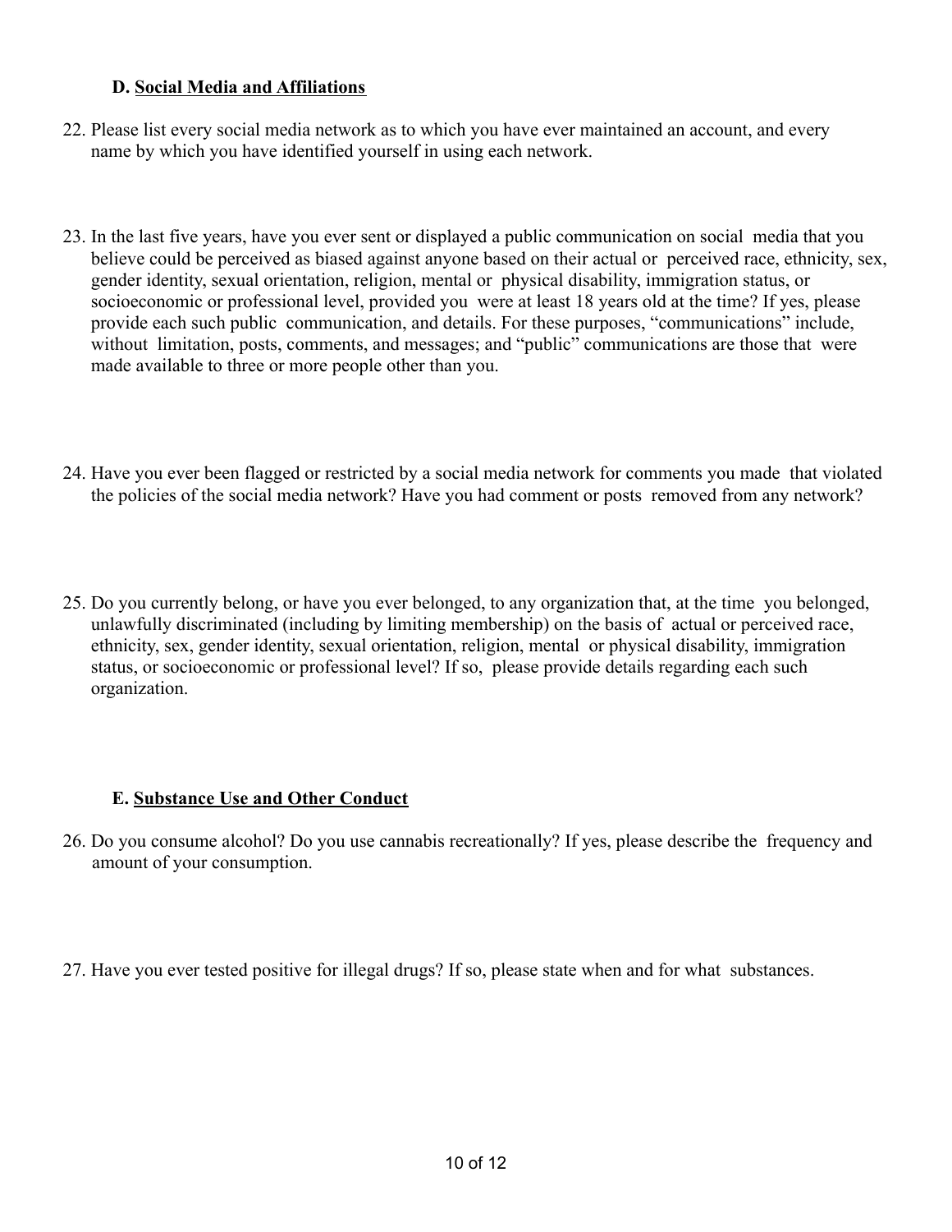### D. Social Media and Affiliations

22. Please list every social media network as to which you have ever maintained an account, and every name by which you have identified yourself in using each network.

23. In the last five years, have you ever sent or displayed a public communication on social media that you believe could be perceived as biased against anyone based on their actual or perceived race, ethnicity, sex, gender identity, sexual orientation, religion, mental or physical disability, immigration status, or socioeconomic or professional level, provided you were at least 18 years old at the time? If yes, please provide each such public communication, and details. For these purposes, "communications" include, without limitation, posts, comments, and messages; and "public" communications are those that were made available to three or more people other than you.

24. Have you ever been flagged or restricted by a social media network for comments you made that violated the policies of the social media network? Have you had comment or posts removed from any network?

25. Do you currently belong, or have you ever belonged, to any organization that, at the time you belonged, unlawfully discriminated (including by limiting membership) on the basis of actual or perceived race, ethnicity, sex, gender identity, sexual orientation, religion, mental or physical disability, immigration status, or socioeconomic or professional level? If so, please provide details regarding each such organization.

### E. Substance Use and Other Conduct

26. Do you consume alcohol? Do you use cannabis recreationally? If yes, please describe the frequency and amount of your consumption.

27. Have you ever tested positive for illegal drugs? If so, please state when and for what substances.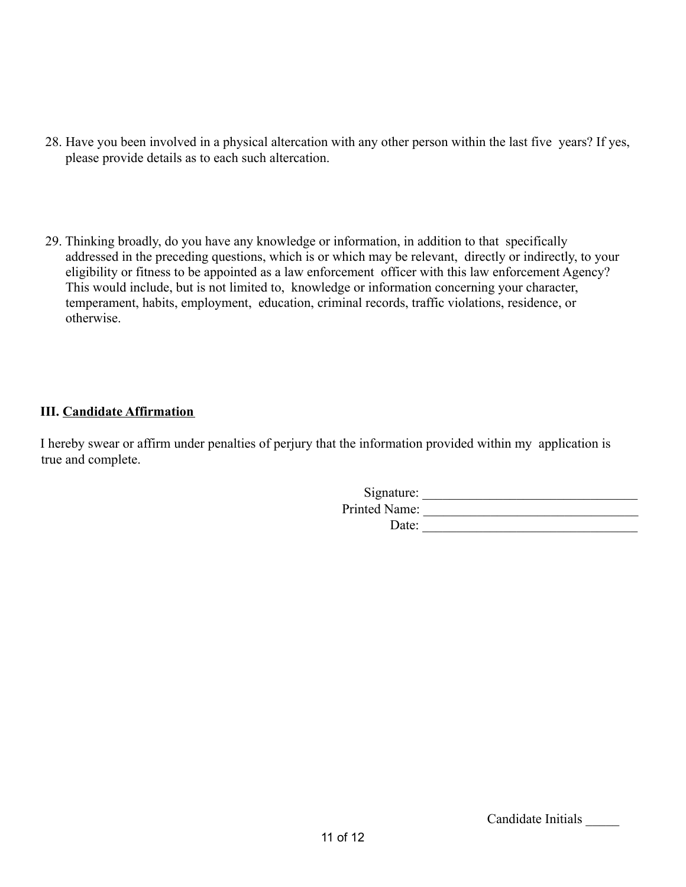28. Have you been involved in a physical altercation with any other person within the last five years? If yes, please provide details as to each such altercation.

29. Thinking broadly, do you have any knowledge or information, in addition to that specifically addressed in the preceding questions, which is or which may be relevant, directly or indirectly, to your eligibility or fitness to be appointed as a law enforcement officer with this law enforcement Agency? This would include, but is not limited to, knowledge or information concerning your character, temperament, habits, employment, education, criminal records, traffic violations, residence, or otherwise.

### III. Candidate Affirmation

I hereby swear or affirm under penalties of perjury that the information provided within my application is true and complete.

Signature: ________________________________
Printed Name: ________________________________
Date: ________________________________

Candidate Initials _____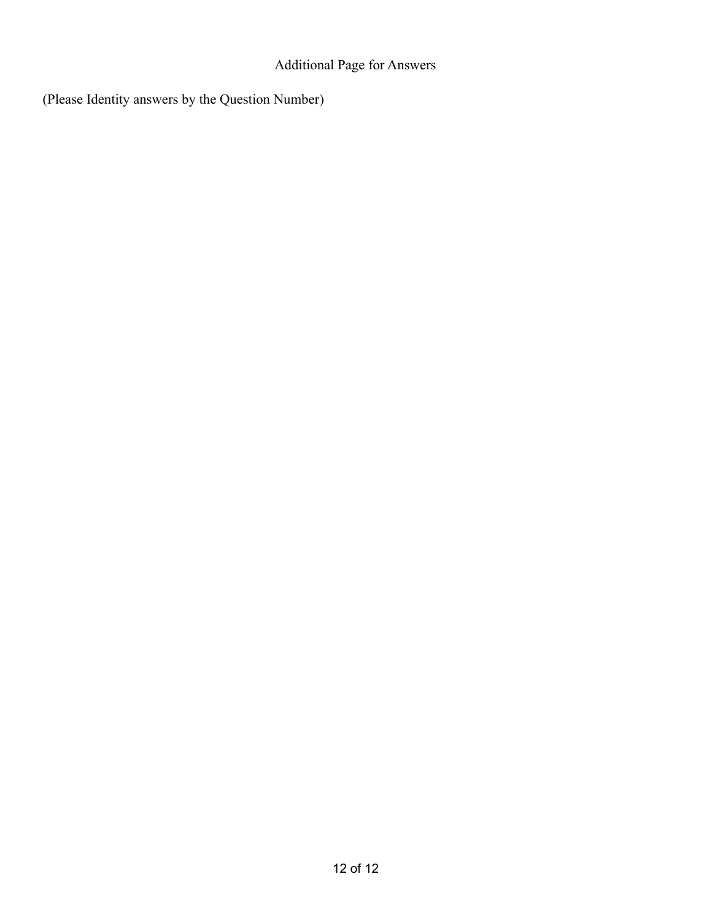# Additional Page for Answers

(Please Identity answers by the Question Number)